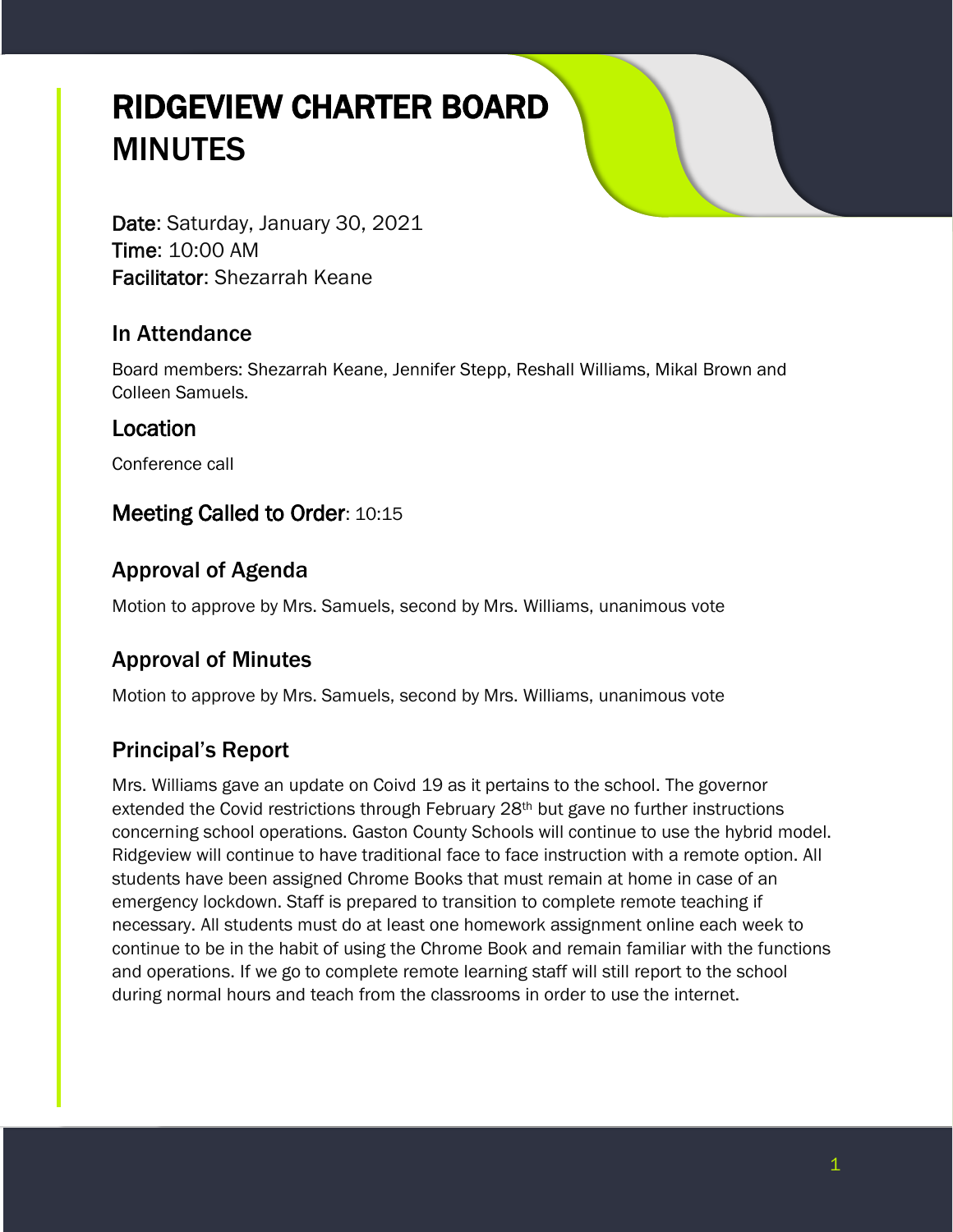# RIDGEVIEW CHARTER BOARD MINUTES

**Date**: Saturday, January 30, 2021
**Time**: 10:00 AM
**Facilitator**: Shezarrah Keane

## In Attendance

Board members: Shezarrah Keane, Jennifer Stepp, Reshall Williams, Mikal Brown and Colleen Samuels.

## Location

Conference call

## Meeting Called to Order: 10:15

## Approval of Agenda

Motion to approve by Mrs. Samuels, second by Mrs. Williams, unanimous vote

## Approval of Minutes

Motion to approve by Mrs. Samuels, second by Mrs. Williams, unanimous vote

## Principal's Report

Mrs. Williams gave an update on Coivd 19 as it pertains to the school. The governor extended the Covid restrictions through February 28th but gave no further instructions concerning school operations. Gaston County Schools will continue to use the hybrid model. Ridgeview will continue to have traditional face to face instruction with a remote option. All students have been assigned Chrome Books that must remain at home in case of an emergency lockdown. Staff is prepared to transition to complete remote teaching if necessary. All students must do at least one homework assignment online each week to continue to be in the habit of using the Chrome Book and remain familiar with the functions and operations. If we go to complete remote learning staff will still report to the school during normal hours and teach from the classrooms in order to use the internet.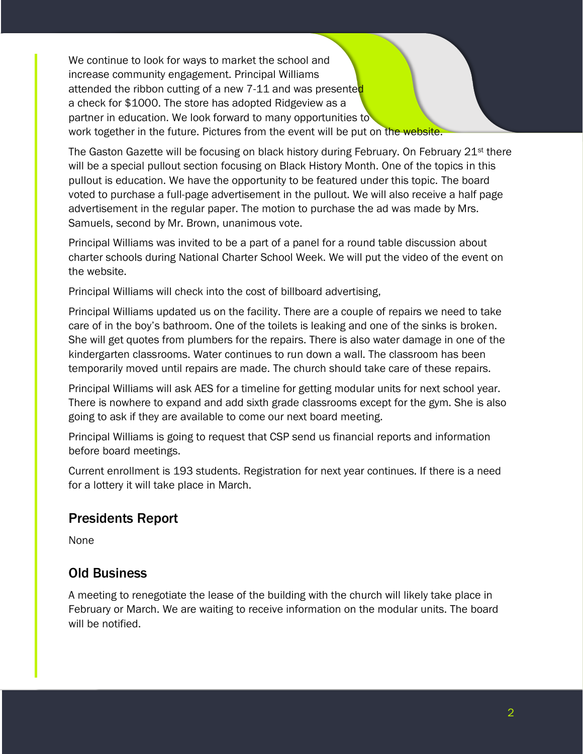We continue to look for ways to market the school and increase community engagement. Principal Williams attended the ribbon cutting of a new 7-11 and was presented a check for $1000. The store has adopted Ridgeview as a partner in education. We look forward to many opportunities to work together in the future. Pictures from the event will be put on the website.

The Gaston Gazette will be focusing on black history during February. On February 21st there will be a special pullout section focusing on Black History Month. One of the topics in this pullout is education. We have the opportunity to be featured under this topic. The board voted to purchase a full-page advertisement in the pullout. We will also receive a half page advertisement in the regular paper. The motion to purchase the ad was made by Mrs. Samuels, second by Mr. Brown, unanimous vote.

Principal Williams was invited to be a part of a panel for a round table discussion about charter schools during National Charter School Week. We will put the video of the event on the website.

Principal Williams will check into the cost of billboard advertising,

Principal Williams updated us on the facility. There are a couple of repairs we need to take care of in the boy's bathroom. One of the toilets is leaking and one of the sinks is broken. She will get quotes from plumbers for the repairs. There is also water damage in one of the kindergarten classrooms. Water continues to run down a wall. The classroom has been temporarily moved until repairs are made. The church should take care of these repairs.

Principal Williams will ask AES for a timeline for getting modular units for next school year. There is nowhere to expand and add sixth grade classrooms except for the gym. She is also going to ask if they are available to come our next board meeting.

Principal Williams is going to request that CSP send us financial reports and information before board meetings.

Current enrollment is 193 students. Registration for next year continues. If there is a need for a lottery it will take place in March.

## Presidents Report

None

## Old Business

A meeting to renegotiate the lease of the building with the church will likely take place in February or March. We are waiting to receive information on the modular units. The board will be notified.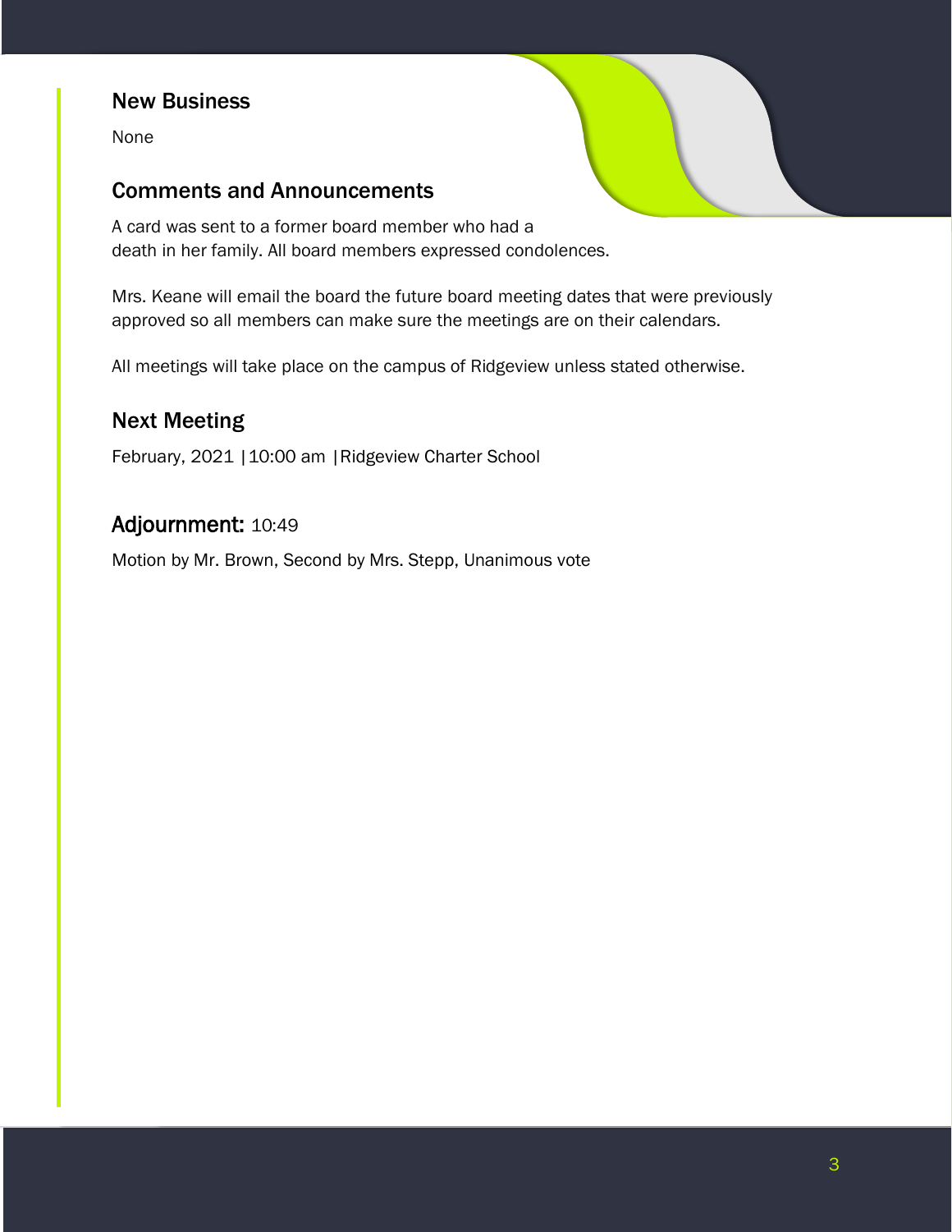## New Business

None

## Comments and Announcements

A card was sent to a former board member who had a death in her family. All board members expressed condolences.

Mrs. Keane will email the board the future board meeting dates that were previously approved so all members can make sure the meetings are on their calendars.

All meetings will take place on the campus of Ridgeview unless stated otherwise.

## Next Meeting

February, 2021 |10:00 am |Ridgeview Charter School

## Adjournment: 10:49

Motion by Mr. Brown, Second by Mrs. Stepp, Unanimous vote